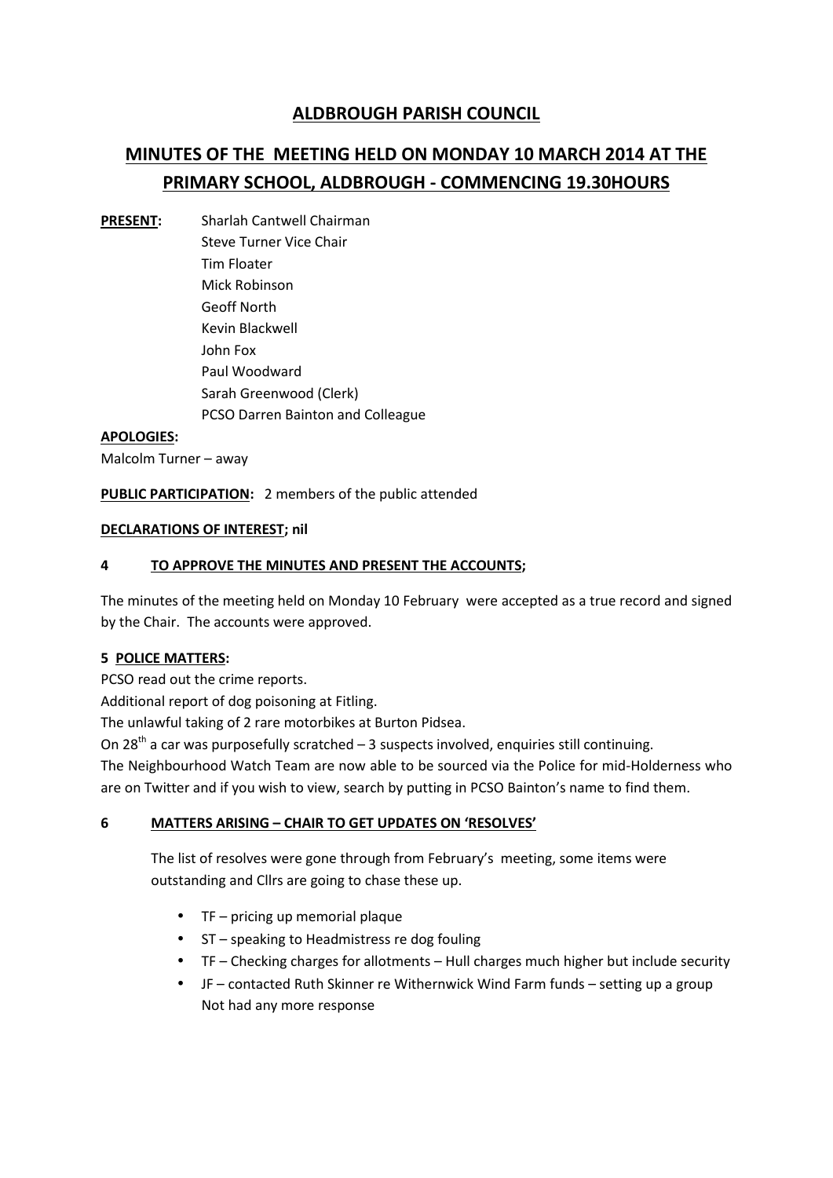# ALDBROUGH PARISH COUNCIL

## MINUTES OF THE MEETING HELD ON MONDAY 10 MARCH 2014 AT THE PRIMARY SCHOOL, ALDBROUGH - COMMENCING 19.30HOURS

**PRESENT:** Sharlah Cantwell Chairman
Steve Turner Vice Chair
Tim Floater
Mick Robinson
Geoff North
Kevin Blackwell
John Fox
Paul Woodward
Sarah Greenwood (Clerk)
PCSO Darren Bainton and Colleague

**APOLOGIES:**
Malcolm Turner – away

**PUBLIC PARTICIPATION:** 2 members of the public attended

**DECLARATIONS OF INTEREST; nil**

**4 TO APPROVE THE MINUTES AND PRESENT THE ACCOUNTS;**

The minutes of the meeting held on Monday 10 February were accepted as a true record and signed by the Chair. The accounts were approved.

**5 POLICE MATTERS:**

PCSO read out the crime reports.
Additional report of dog poisoning at Fitling.
The unlawful taking of 2 rare motorbikes at Burton Pidsea.
On 28th a car was purposefully scratched – 3 suspects involved, enquiries still continuing.
The Neighbourhood Watch Team are now able to be sourced via the Police for mid-Holderness who are on Twitter and if you wish to view, search by putting in PCSO Bainton's name to find them.

**6 MATTERS ARISING – CHAIR TO GET UPDATES ON 'RESOLVES'**

The list of resolves were gone through from February's meeting, some items were outstanding and Cllrs are going to chase these up.

- TF – pricing up memorial plaque
- ST – speaking to Headmistress re dog fouling
- TF – Checking charges for allotments – Hull charges much higher but include security
- JF – contacted Ruth Skinner re Withernwick Wind Farm funds – setting up a group Not had any more response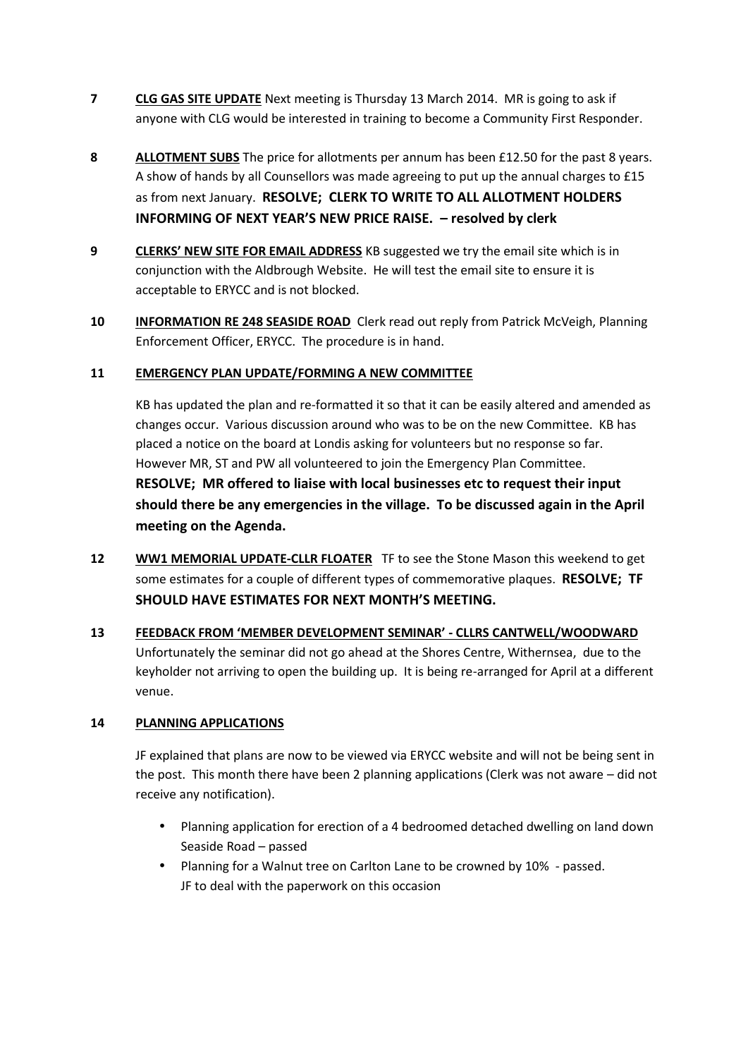**7** **CLG GAS SITE UPDATE** Next meeting is Thursday 13 March 2014. MR is going to ask if anyone with CLG would be interested in training to become a Community First Responder.

**8** **ALLOTMENT SUBS** The price for allotments per annum has been £12.50 for the past 8 years. A show of hands by all Counsellors was made agreeing to put up the annual charges to £15 as from next January. **RESOLVE; CLERK TO WRITE TO ALL ALLOTMENT HOLDERS INFORMING OF NEXT YEAR'S NEW PRICE RAISE. – resolved by clerk**

**9** **CLERKS' NEW SITE FOR EMAIL ADDRESS** KB suggested we try the email site which is in conjunction with the Aldbrough Website. He will test the email site to ensure it is acceptable to ERYCC and is not blocked.

**10** **INFORMATION RE 248 SEASIDE ROAD** Clerk read out reply from Patrick McVeigh, Planning Enforcement Officer, ERYCC. The procedure is in hand.

**11** **EMERGENCY PLAN UPDATE/FORMING A NEW COMMITTEE**

KB has updated the plan and re-formatted it so that it can be easily altered and amended as changes occur. Various discussion around who was to be on the new Committee. KB has placed a notice on the board at Londis asking for volunteers but no response so far. However MR, ST and PW all volunteered to join the Emergency Plan Committee.
**RESOLVE; MR offered to liaise with local businesses etc to request their input should there be any emergencies in the village. To be discussed again in the April meeting on the Agenda.**

**12** **WW1 MEMORIAL UPDATE-CLLR FLOATER** TF to see the Stone Mason this weekend to get some estimates for a couple of different types of commemorative plaques. **RESOLVE; TF SHOULD HAVE ESTIMATES FOR NEXT MONTH'S MEETING.**

**13** **FEEDBACK FROM 'MEMBER DEVELOPMENT SEMINAR' - CLLRS CANTWELL/WOODWARD**
Unfortunately the seminar did not go ahead at the Shores Centre, Withernsea, due to the keyholder not arriving to open the building up. It is being re-arranged for April at a different venue.

**14** **PLANNING APPLICATIONS**

JF explained that plans are now to be viewed via ERYCC website and will not be being sent in the post. This month there have been 2 planning applications (Clerk was not aware – did not receive any notification).

- Planning application for erection of a 4 bedroomed detached dwelling on land down Seaside Road – passed
- Planning for a Walnut tree on Carlton Lane to be crowned by 10% - passed.
  JF to deal with the paperwork on this occasion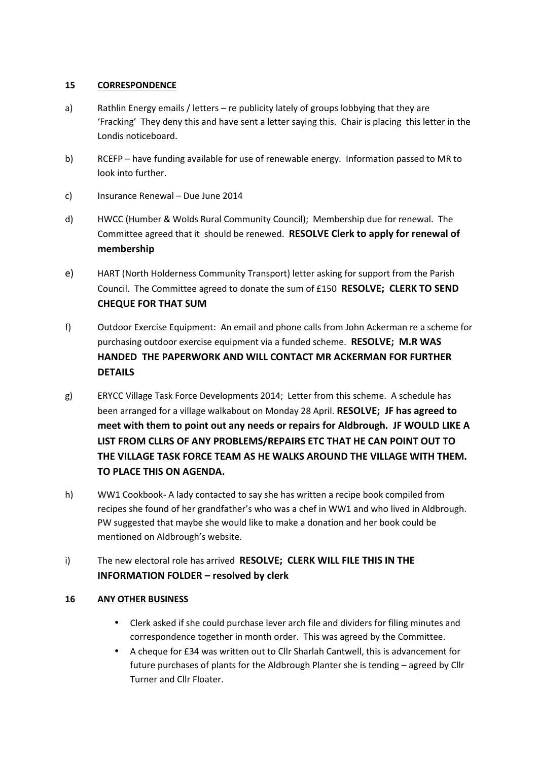## 15 CORRESPONDENCE

a) Rathlin Energy emails / letters – re publicity lately of groups lobbying that they are 'Fracking' They deny this and have sent a letter saying this. Chair is placing this letter in the Londis noticeboard.

b) RCEFP – have funding available for use of renewable energy. Information passed to MR to look into further.

c) Insurance Renewal – Due June 2014

d) HWCC (Humber & Wolds Rural Community Council); Membership due for renewal. The Committee agreed that it should be renewed. **RESOLVE Clerk to apply for renewal of membership**

e) HART (North Holderness Community Transport) letter asking for support from the Parish Council. The Committee agreed to donate the sum of £150 **RESOLVE; CLERK TO SEND CHEQUE FOR THAT SUM**

f) Outdoor Exercise Equipment: An email and phone calls from John Ackerman re a scheme for purchasing outdoor exercise equipment via a funded scheme. **RESOLVE; M.R WAS HANDED THE PAPERWORK AND WILL CONTACT MR ACKERMAN FOR FURTHER DETAILS**

g) ERYCC Village Task Force Developments 2014; Letter from this scheme. A schedule has been arranged for a village walkabout on Monday 28 April. **RESOLVE; JF has agreed to meet with them to point out any needs or repairs for Aldbrough. JF WOULD LIKE A LIST FROM CLLRS OF ANY PROBLEMS/REPAIRS ETC THAT HE CAN POINT OUT TO THE VILLAGE TASK FORCE TEAM AS HE WALKS AROUND THE VILLAGE WITH THEM. TO PLACE THIS ON AGENDA.**

h) WW1 Cookbook- A lady contacted to say she has written a recipe book compiled from recipes she found of her grandfather's who was a chef in WW1 and who lived in Aldbrough. PW suggested that maybe she would like to make a donation and her book could be mentioned on Aldbrough's website.

i) The new electoral role has arrived **RESOLVE; CLERK WILL FILE THIS IN THE INFORMATION FOLDER – resolved by clerk**

## 16 ANY OTHER BUSINESS

- Clerk asked if she could purchase lever arch file and dividers for filing minutes and correspondence together in month order. This was agreed by the Committee.
- A cheque for £34 was written out to Cllr Sharlah Cantwell, this is advancement for future purchases of plants for the Aldbrough Planter she is tending – agreed by Cllr Turner and Cllr Floater.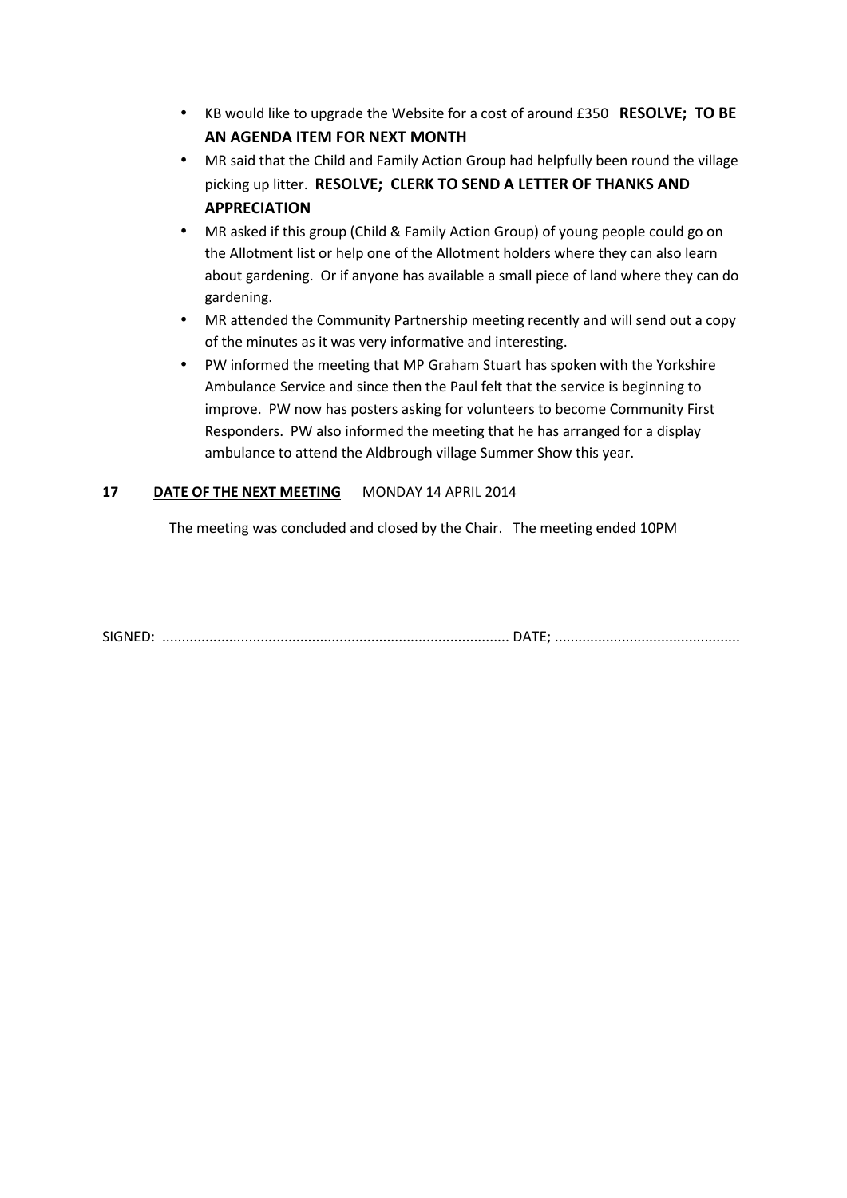- KB would like to upgrade the Website for a cost of around £350 **RESOLVE; TO BE AN AGENDA ITEM FOR NEXT MONTH**
- MR said that the Child and Family Action Group had helpfully been round the village picking up litter. **RESOLVE; CLERK TO SEND A LETTER OF THANKS AND APPRECIATION**
- MR asked if this group (Child & Family Action Group) of young people could go on the Allotment list or help one of the Allotment holders where they can also learn about gardening. Or if anyone has available a small piece of land where they can do gardening.
- MR attended the Community Partnership meeting recently and will send out a copy of the minutes as it was very informative and interesting.
- PW informed the meeting that MP Graham Stuart has spoken with the Yorkshire Ambulance Service and since then the Paul felt that the service is beginning to improve. PW now has posters asking for volunteers to become Community First Responders. PW also informed the meeting that he has arranged for a display ambulance to attend the Aldbrough village Summer Show this year.

**17 <u>DATE OF THE NEXT MEETING</u>** MONDAY 14 APRIL 2014

The meeting was concluded and closed by the Chair. The meeting ended 10PM

SIGNED: ........................................................................................ DATE; ..............................................